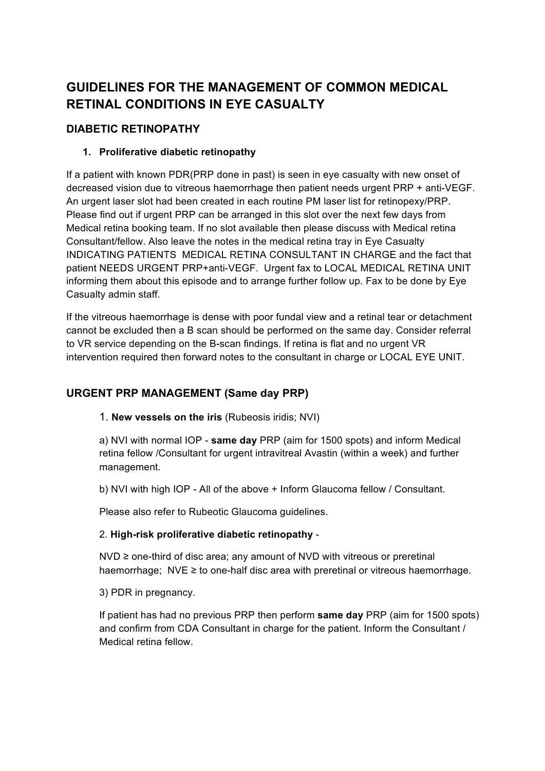# GUIDELINES FOR THE MANAGEMENT OF COMMON MEDICAL RETINAL CONDITIONS IN EYE CASUALTY

## DIABETIC RETINOPATHY

### 1. Proliferative diabetic retinopathy

If a patient with known PDR(PRP done in past) is seen in eye casualty with new onset of decreased vision due to vitreous haemorrhage then patient needs urgent PRP + anti-VEGF. An urgent laser slot had been created in each routine PM laser list for retinopexy/PRP. Please find out if urgent PRP can be arranged in this slot over the next few days from Medical retina booking team. If no slot available then please discuss with Medical retina Consultant/fellow. Also leave the notes in the medical retina tray in Eye Casualty INDICATING PATIENTS MEDICAL RETINA CONSULTANT IN CHARGE and the fact that patient NEEDS URGENT PRP+anti-VEGF. Urgent fax to LOCAL MEDICAL RETINA UNIT informing them about this episode and to arrange further follow up. Fax to be done by Eye Casualty admin staff.

If the vitreous haemorrhage is dense with poor fundal view and a retinal tear or detachment cannot be excluded then a B scan should be performed on the same day. Consider referral to VR service depending on the B-scan findings. If retina is flat and no urgent VR intervention required then forward notes to the consultant in charge or LOCAL EYE UNIT.

## URGENT PRP MANAGEMENT (Same day PRP)

1. **New vessels on the iris** (Rubeosis iridis; NVI)

a) NVI with normal IOP - **same day** PRP (aim for 1500 spots) and inform Medical retina fellow /Consultant for urgent intravitreal Avastin (within a week) and further management.

b) NVI with high IOP - All of the above + Inform Glaucoma fellow / Consultant.

Please also refer to Rubeotic Glaucoma guidelines.

2. **High-risk proliferative diabetic retinopathy** -

NVD ≥ one-third of disc area; any amount of NVD with vitreous or preretinal haemorrhage; NVE ≥ to one-half disc area with preretinal or vitreous haemorrhage.

3) PDR in pregnancy.

If patient has had no previous PRP then perform **same day** PRP (aim for 1500 spots) and confirm from CDA Consultant in charge for the patient. Inform the Consultant / Medical retina fellow.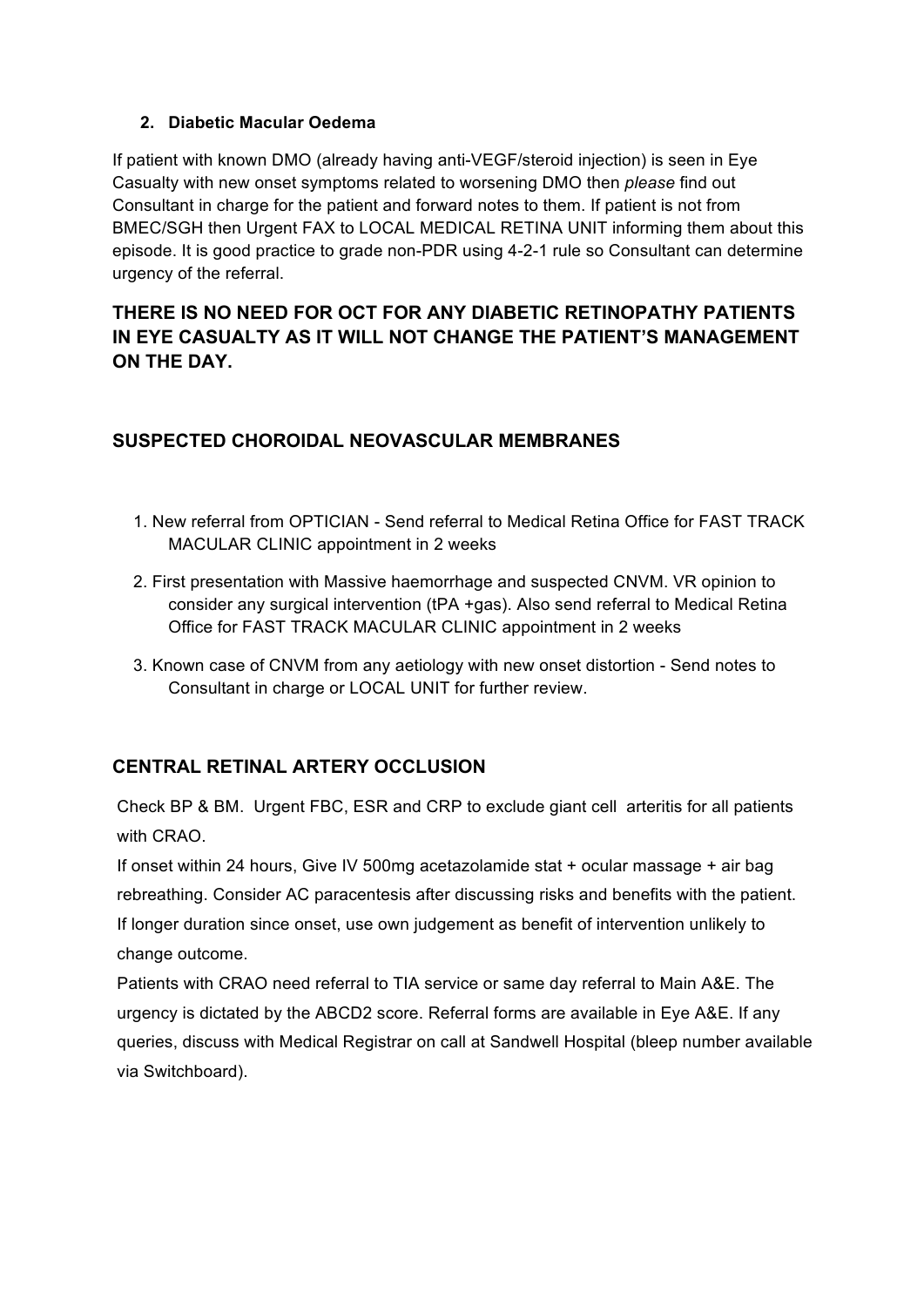2. **Diabetic Macular Oedema**

If patient with known DMO (already having anti-VEGF/steroid injection) is seen in Eye Casualty with new onset symptoms related to worsening DMO then *please* find out Consultant in charge for the patient and forward notes to them. If patient is not from BMEC/SGH then Urgent FAX to LOCAL MEDICAL RETINA UNIT informing them about this episode. It is good practice to grade non-PDR using 4-2-1 rule so Consultant can determine urgency of the referral.

**THERE IS NO NEED FOR OCT FOR ANY DIABETIC RETINOPATHY PATIENTS IN EYE CASUALTY AS IT WILL NOT CHANGE THE PATIENT'S MANAGEMENT ON THE DAY.**

## SUSPECTED CHOROIDAL NEOVASCULAR MEMBRANES

1. New referral from OPTICIAN - Send referral to Medical Retina Office for FAST TRACK MACULAR CLINIC appointment in 2 weeks
2. First presentation with Massive haemorrhage and suspected CNVM. VR opinion to consider any surgical intervention (tPA +gas). Also send referral to Medical Retina Office for FAST TRACK MACULAR CLINIC appointment in 2 weeks
3. Known case of CNVM from any aetiology with new onset distortion - Send notes to Consultant in charge or LOCAL UNIT for further review.

## CENTRAL RETINAL ARTERY OCCLUSION

Check BP & BM. Urgent FBC, ESR and CRP to exclude giant cell arteritis for all patients with CRAO.

If onset within 24 hours, Give IV 500mg acetazolamide stat + ocular massage + air bag rebreathing. Consider AC paracentesis after discussing risks and benefits with the patient. If longer duration since onset, use own judgement as benefit of intervention unlikely to change outcome.

Patients with CRAO need referral to TIA service or same day referral to Main A&E. The urgency is dictated by the ABCD2 score. Referral forms are available in Eye A&E. If any queries, discuss with Medical Registrar on call at Sandwell Hospital (bleep number available via Switchboard).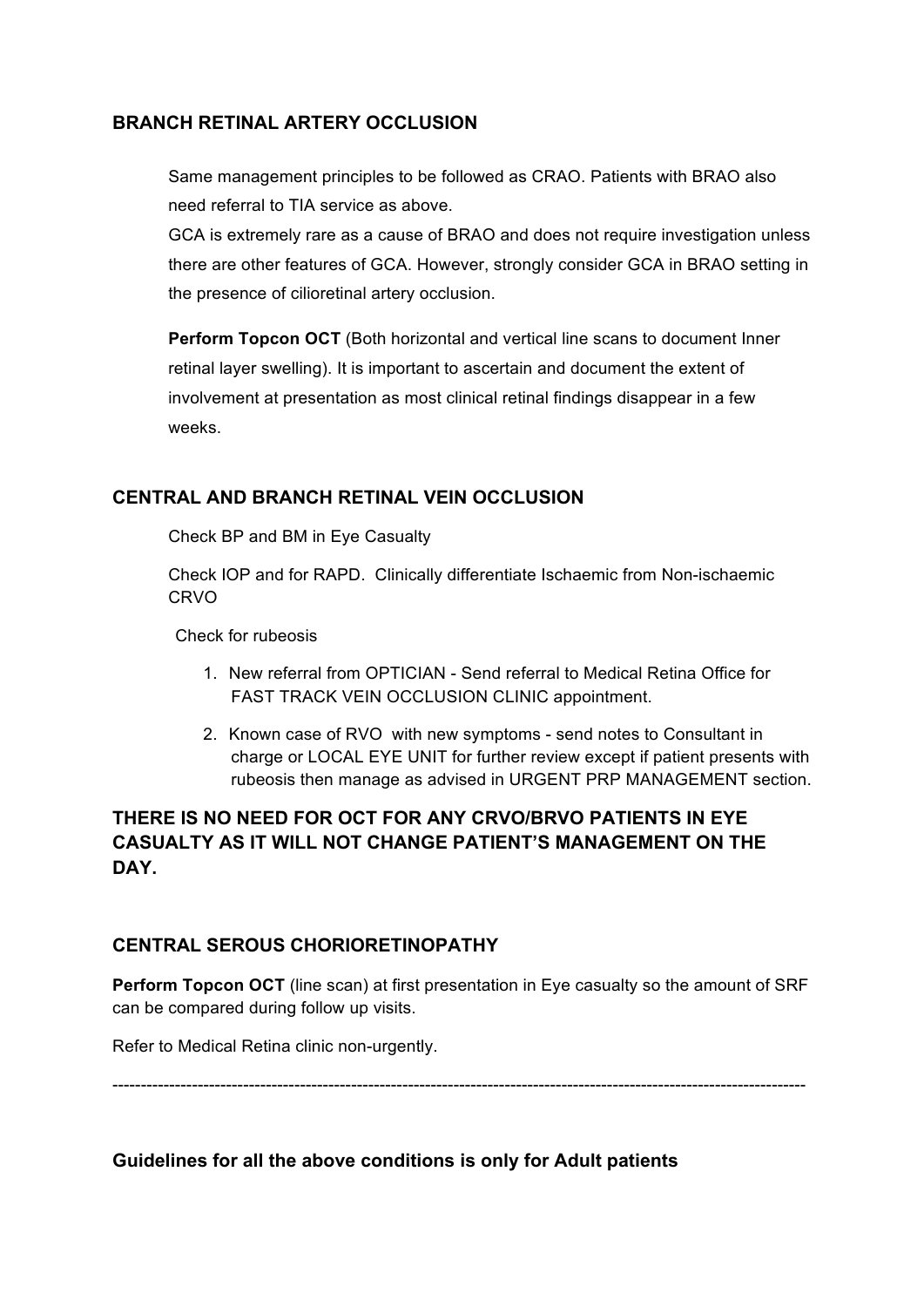## BRANCH RETINAL ARTERY OCCLUSION

Same management principles to be followed as CRAO. Patients with BRAO also need referral to TIA service as above.

GCA is extremely rare as a cause of BRAO and does not require investigation unless there are other features of GCA. However, strongly consider GCA in BRAO setting in the presence of cilioretinal artery occlusion.

**Perform Topcon OCT** (Both horizontal and vertical line scans to document Inner retinal layer swelling). It is important to ascertain and document the extent of involvement at presentation as most clinical retinal findings disappear in a few weeks.

## CENTRAL AND BRANCH RETINAL VEIN OCCLUSION

Check BP and BM in Eye Casualty

Check IOP and for RAPD. Clinically differentiate Ischaemic from Non-ischaemic CRVO

Check for rubeosis

1. New referral from OPTICIAN - Send referral to Medical Retina Office for FAST TRACK VEIN OCCLUSION CLINIC appointment.
2. Known case of RVO with new symptoms - send notes to Consultant in charge or LOCAL EYE UNIT for further review except if patient presents with rubeosis then manage as advised in URGENT PRP MANAGEMENT section.

**THERE IS NO NEED FOR OCT FOR ANY CRVO/BRVO PATIENTS IN EYE CASUALTY AS IT WILL NOT CHANGE PATIENT'S MANAGEMENT ON THE DAY.**

## CENTRAL SEROUS CHORIORETINOPATHY

**Perform Topcon OCT** (line scan) at first presentation in Eye casualty so the amount of SRF can be compared during follow up visits.

Refer to Medical Retina clinic non-urgently.

---

**Guidelines for all the above conditions is only for Adult patients**